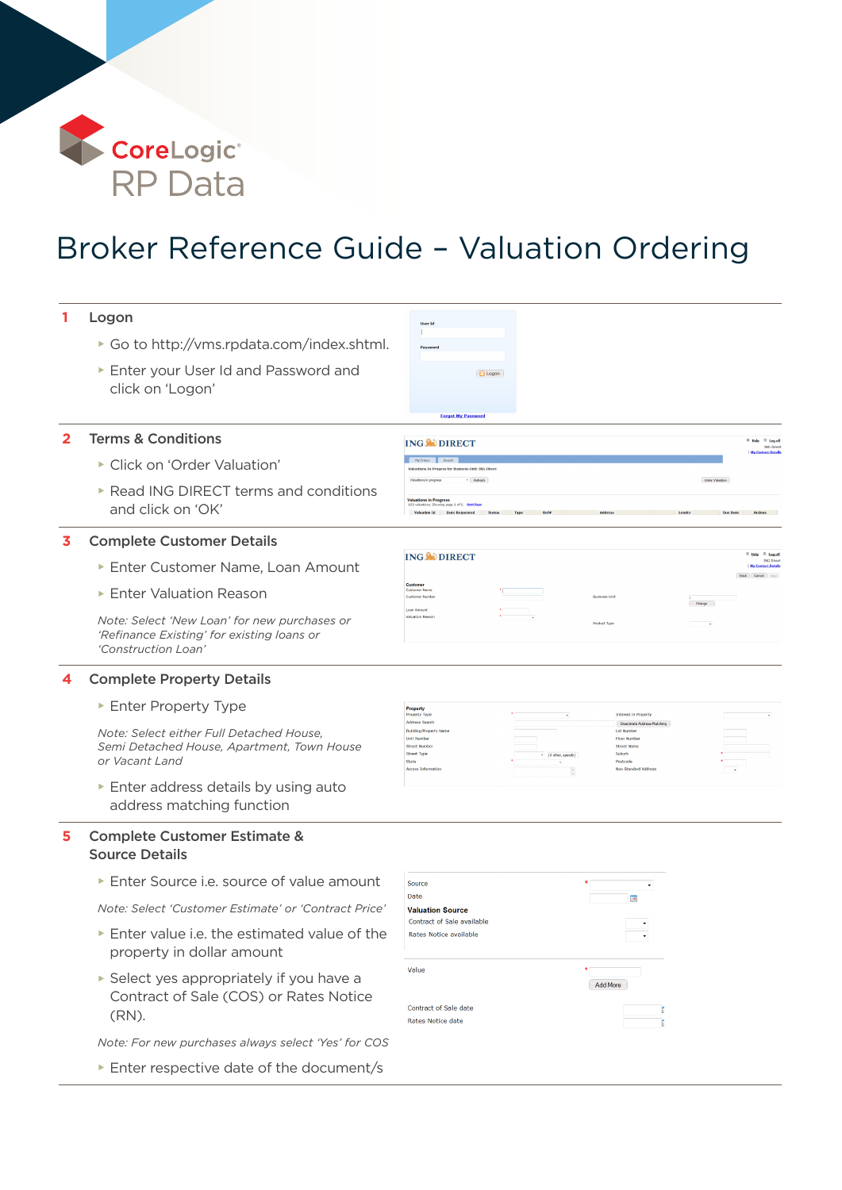CoreLogic®
RP Data

# Broker Reference Guide – Valuation Ordering

## 1 Logon

- Go to http://vms.rpdata.com/index.shtml.
- Enter your User Id and Password and click on 'Logon'

## 2 Terms & Conditions

- Click on 'Order Valuation'
- Read ING DIRECT terms and conditions and click on 'OK'

## 3 Complete Customer Details

- Enter Customer Name, Loan Amount
- Enter Valuation Reason

*Note: Select 'New Loan' for new purchases or 'Refinance Existing' for existing loans or 'Construction Loan'*

## 4 Complete Property Details

- Enter Property Type

*Note: Select either Full Detached House, Semi Detached House, Apartment, Town House or Vacant Land*

- Enter address details by using auto address matching function

## 5 Complete Customer Estimate & Source Details

- Enter Source i.e. source of value amount

*Note: Select 'Customer Estimate' or 'Contract Price'*

- Enter value i.e. the estimated value of the property in dollar amount
- Select yes appropriately if you have a Contract of Sale (COS) or Rates Notice (RN).

*Note: For new purchases always select 'Yes' for COS*

- Enter respective date of the document/s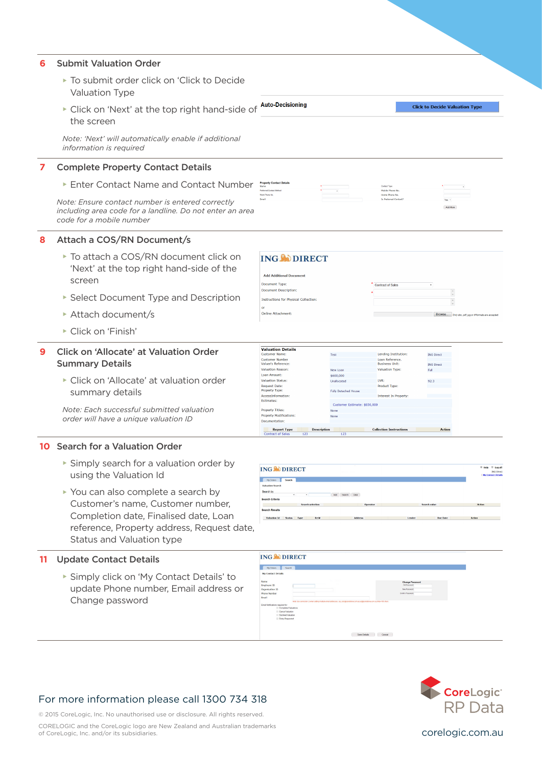## 6 Submit Valuation Order

- To submit order click on 'Click to Decide Valuation Type
- Click on 'Next' at the top right hand-side of the screen

*Note: 'Next' will automatically enable if additional information is required*

## 7 Complete Property Contact Details

- Enter Contact Name and Contact Number

*Note: Ensure contact number is entered correctly including area code for a landline. Do not enter an area code for a mobile number*

## 8 Attach a COS/RN Document/s

- To attach a COS/RN document click on 'Next' at the top right hand-side of the screen
- Select Document Type and Description
- Attach document/s
- Click on 'Finish'

## 9 Click on 'Allocate' at Valuation Order Summary Details

- Click on 'Allocate' at valuation order summary details

*Note: Each successful submitted valuation order will have a unique valuation ID*

## 10 Search for a Valuation Order

- Simply search for a valuation order by using the Valuation Id
- You can also complete a search by Customer's name, Customer number, Completion date, Finalised date, Loan reference, Property address, Request date, Status and Valuation type

## 11 Update Contact Details

- Simply click on 'My Contact Details' to update Phone number, Email address or Change password

For more information please call 1300 734 318

© 2015 CoreLogic, Inc. No unauthorised use or disclosure. All rights reserved.

CORELOGIC and the CoreLogic logo are New Zealand and Australian trademarks of CoreLogic, Inc. and/or its subsidiaries.

CoreLogic RP Data

corelogic.com.au